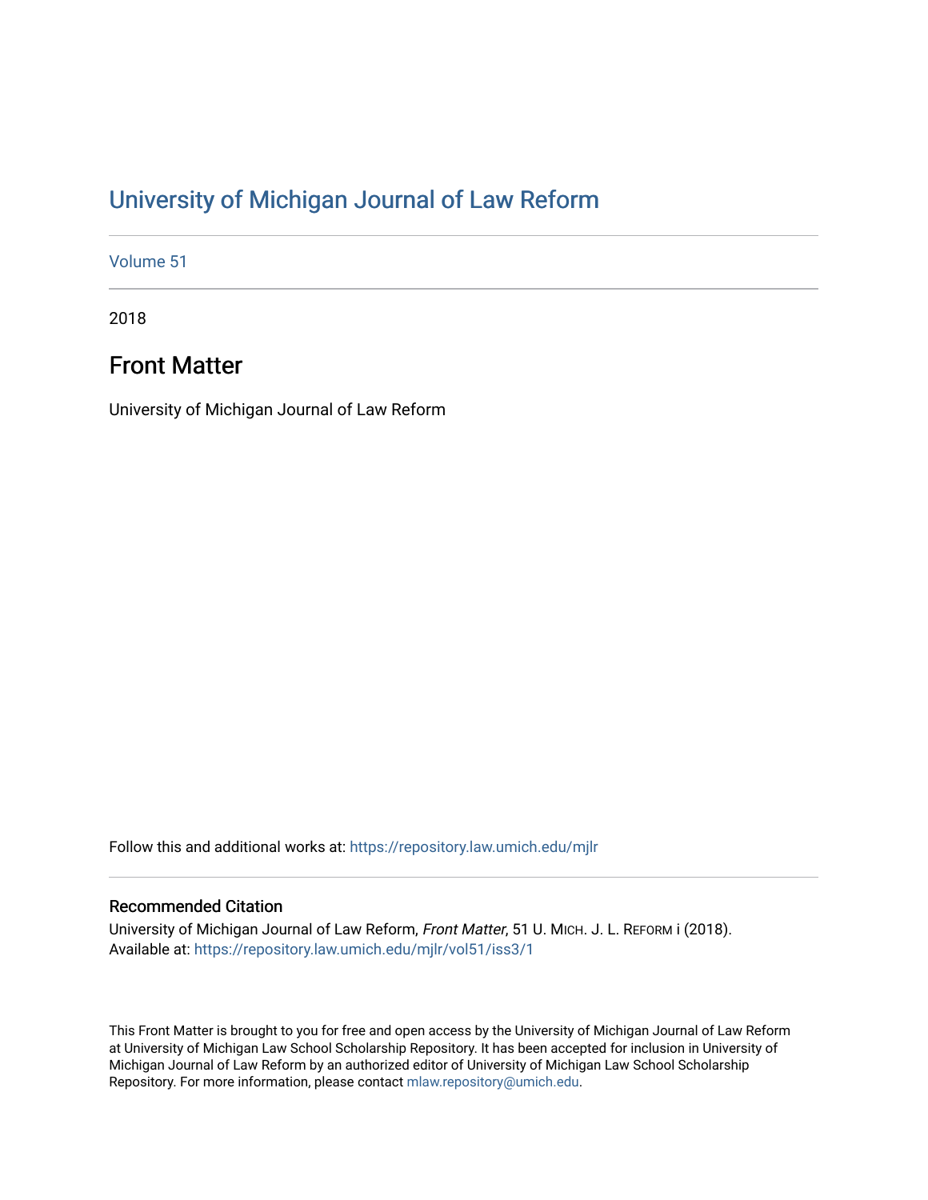# University of Michigan Journal of Law Reform

Volume 51

2018

## Front Matter

University of Michigan Journal of Law Reform

Follow this and additional works at: https://repository.law.umich.edu/mjlr

### Recommended Citation

University of Michigan Journal of Law Reform, *Front Matter*, 51 U. MICH. J. L. REFORM i (2018).
Available at: https://repository.law.umich.edu/mjlr/vol51/iss3/1

This Front Matter is brought to you for free and open access by the University of Michigan Journal of Law Reform at University of Michigan Law School Scholarship Repository. It has been accepted for inclusion in University of Michigan Journal of Law Reform by an authorized editor of University of Michigan Law School Scholarship Repository. For more information, please contact mlaw.repository@umich.edu.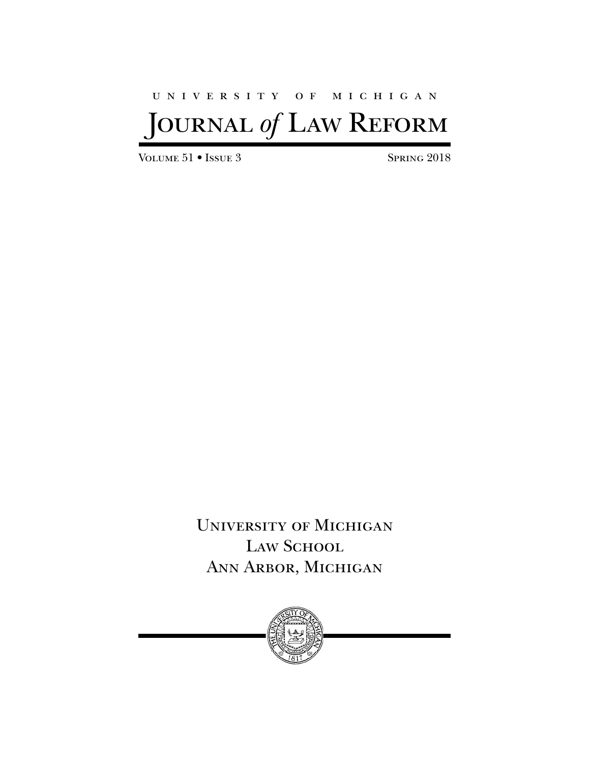UNIVERSITY OF MICHIGAN

# JOURNAL *of* LAW REFORM

VOLUME 51 • ISSUE 3 SPRING 2018

UNIVERSITY OF MICHIGAN
LAW SCHOOL
ANN ARBOR, MICHIGAN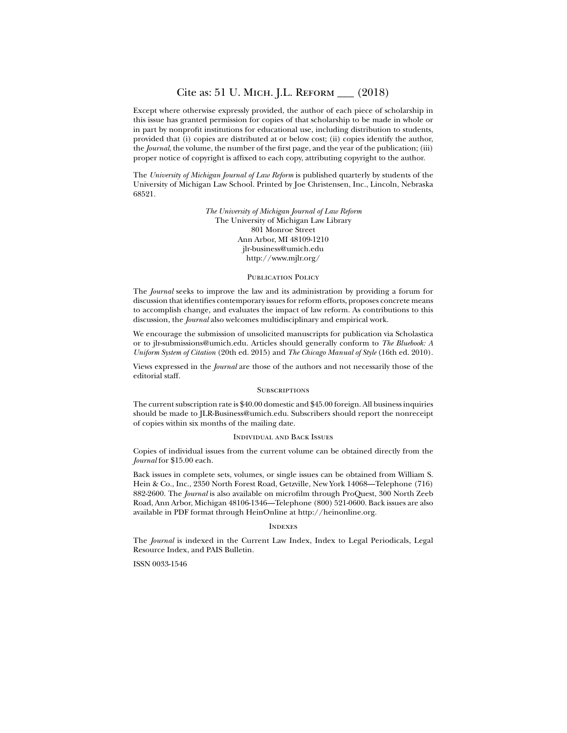Cite as: 51 U. Mich. J.L. Reform ___ (2018)

Except where otherwise expressly provided, the author of each piece of scholarship in this issue has granted permission for copies of that scholarship to be made in whole or in part by nonprofit institutions for educational use, including distribution to students, provided that (i) copies are distributed at or below cost; (ii) copies identify the author, the *Journal*, the volume, the number of the first page, and the year of the publication; (iii) proper notice of copyright is affixed to each copy, attributing copyright to the author.

The *University of Michigan Journal of Law Reform* is published quarterly by students of the University of Michigan Law School. Printed by Joe Christensen, Inc., Lincoln, Nebraska 68521.

*The University of Michigan Journal of Law Reform*
The University of Michigan Law Library
801 Monroe Street
Ann Arbor, MI 48109-1210
jlr-business@umich.edu
http://www.mjlr.org/

## Publication Policy

The *Journal* seeks to improve the law and its administration by providing a forum for discussion that identifies contemporary issues for reform efforts, proposes concrete means to accomplish change, and evaluates the impact of law reform. As contributions to this discussion, the *Journal* also welcomes multidisciplinary and empirical work.

We encourage the submission of unsolicited manuscripts for publication via Scholastica or to jlr-submissions@umich.edu. Articles should generally conform to *The Bluebook: A Uniform System of Citation* (20th ed. 2015) and *The Chicago Manual of Style* (16th ed. 2010).

Views expressed in the *Journal* are those of the authors and not necessarily those of the editorial staff.

## Subscriptions

The current subscription rate is $40.00 domestic and $45.00 foreign. All business inquiries should be made to JLR-Business@umich.edu. Subscribers should report the nonreceipt of copies within six months of the mailing date.

## Individual and Back Issues

Copies of individual issues from the current volume can be obtained directly from the *Journal* for $15.00 each.

Back issues in complete sets, volumes, or single issues can be obtained from William S. Hein & Co., Inc., 2350 North Forest Road, Getzville, New York 14068—Telephone (716) 882-2600. The *Journal* is also available on microfilm through ProQuest, 300 North Zeeb Road, Ann Arbor, Michigan 48106-1346—Telephone (800) 521-0600. Back issues are also available in PDF format through HeinOnline at http://heinonline.org.

## Indexes

The *Journal* is indexed in the Current Law Index, Index to Legal Periodicals, Legal Resource Index, and PAIS Bulletin.

ISSN 0033-1546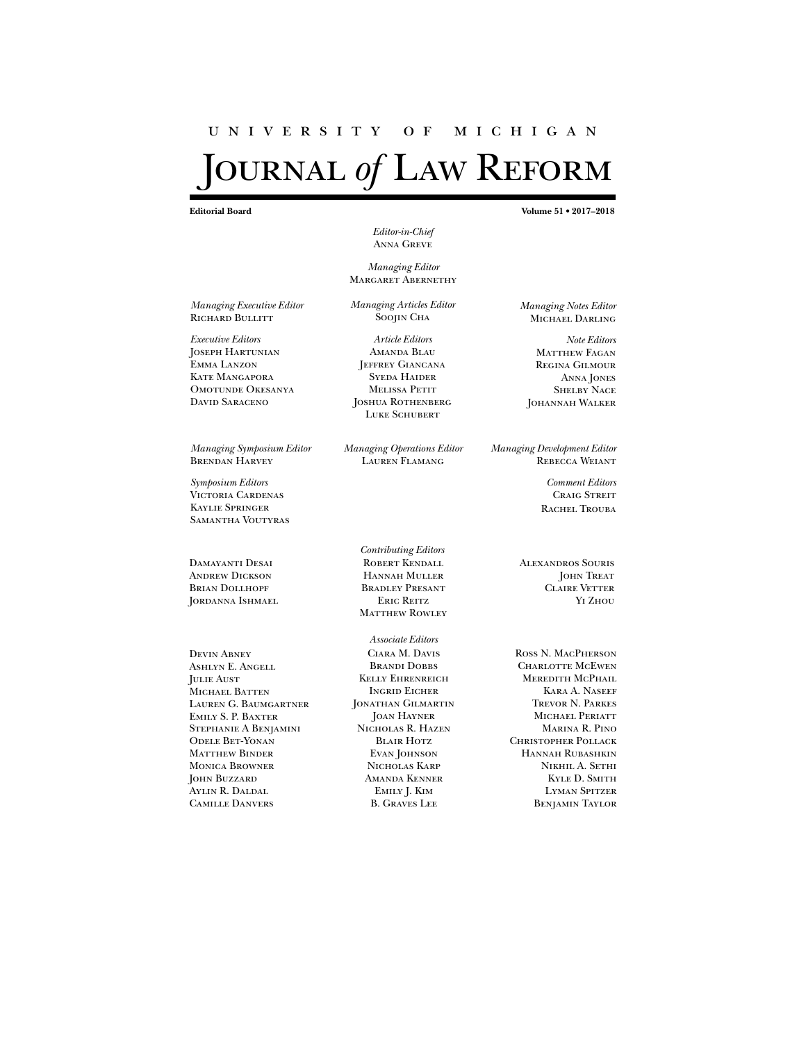UNIVERSITY OF MICHIGAN

# JOURNAL *of* LAW REFORM

**Editorial Board** **Volume 51 • 2017–2018**

*Editor-in-Chief*
ANNA GREVE

*Managing Editor*
MARGARET ABERNETHY

*Managing Executive Editor*
RICHARD BULLITT

*Executive Editors*
JOSEPH HARTUNIAN
EMMA LANZON
KATE MANGAPORA
OMOTUNDE OKESANYA
DAVID SARACENO

*Managing Articles Editor*
SOOJIN CHA

*Article Editors*
AMANDA BLAU
JEFFREY GIANCANA
SYEDA HAIDER
MELISSA PETIT
JOSHUA ROTHENBERG
LUKE SCHUBERT

*Managing Notes Editor*
MICHAEL DARLING

*Note Editors*
MATTHEW FAGAN
REGINA GILMOUR
ANNA JONES
SHELBY NACE
JOHANNAH WALKER

*Managing Symposium Editor*
BRENDAN HARVEY

*Symposium Editors*
VICTORIA CARDENAS
KAYLIE SPRINGER
SAMANTHA VOUTYRAS

*Managing Operations Editor*
LAUREN FLAMANG

*Managing Development Editor*
REBECCA WEIANT

*Comment Editors*
CRAIG STREIT
RACHEL TROUBA

*Contributing Editors*

DAMAYANTI DESAI
ANDREW DICKSON
BRIAN DOLLHOPF
JORDANNA ISHMAEL
ROBERT KENDALL
HANNAH MULLER
BRADLEY PRESANT
ERIC REITZ
MATTHEW ROWLEY
ALEXANDROS SOURIS
JOHN TREAT
CLAIRE VETTER
YI ZHOU

*Associate Editors*

DEVIN ABNEY
ASHLYN E. ANGELL
JULIE AUST
MICHAEL BATTEN
LAUREN G. BAUMGARTNER
EMILY S. P. BAXTER
STEPHANIE A BENJAMINI
ODELE BET-YONAN
MATTHEW BINDER
MONICA BROWNER
JOHN BUZZARD
AYLIN R. DALDAL
CAMILLE DANVERS
CIARA M. DAVIS
BRANDI DOBBS
KELLY EHRENREICH
INGRID EICHER
JONATHAN GILMARTIN
JOAN HAYNER
NICHOLAS R. HAZEN
BLAIR HOTZ
EVAN JOHNSON
NICHOLAS KARP
AMANDA KENNER
EMILY J. KIM
B. GRAVES LEE
ROSS N. MACPHERSON
CHARLOTTE MCEWEN
MEREDITH MCPHAIL
KARA A. NASEEF
TREVOR N. PARKES
MICHAEL PERIATT
MARINA R. PINO
CHRISTOPHER POLLACK
HANNAH RUBASHKIN
NIKHIL A. SETHI
KYLE D. SMITH
LYMAN SPITZER
BENJAMIN TAYLOR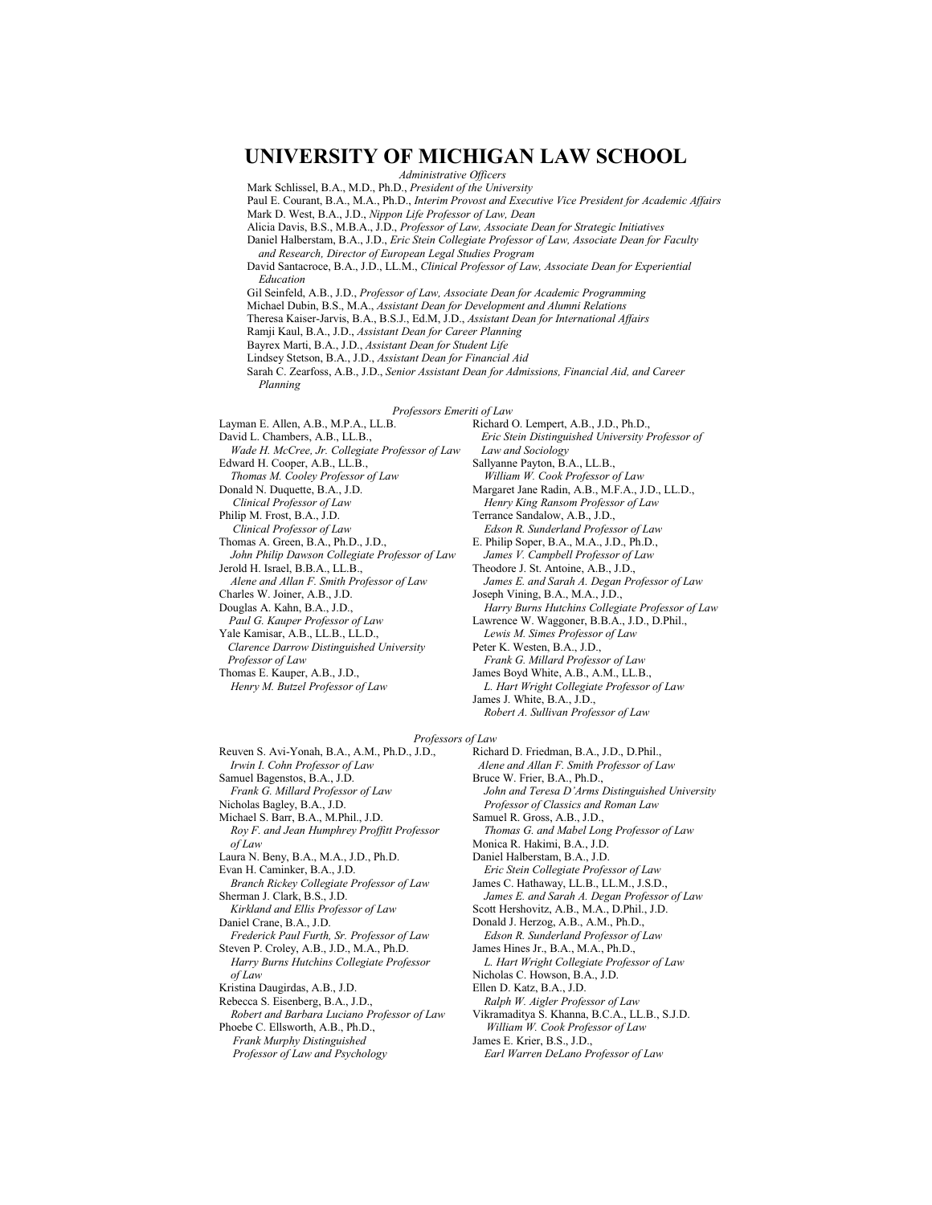# UNIVERSITY OF MICHIGAN LAW SCHOOL

*Administrative Officers*

Mark Schlissel, B.A., M.D., Ph.D., *President of the University*
Paul E. Courant, B.A., M.A., Ph.D., *Interim Provost and Executive Vice President for Academic Affairs*
Mark D. West, B.A., J.D., *Nippon Life Professor of Law, Dean*
Alicia Davis, B.S., M.B.A., J.D., *Professor of Law, Associate Dean for Strategic Initiatives*
Daniel Halberstam, B.A., J.D., *Eric Stein Collegiate Professor of Law, Associate Dean for Faculty and Research, Director of European Legal Studies Program*
David Santacroce, B.A., J.D., LL.M., *Clinical Professor of Law, Associate Dean for Experiential Education*
Gil Seinfeld, A.B., J.D., *Professor of Law, Associate Dean for Academic Programming*
Michael Dubin, B.S., M.A., *Assistant Dean for Development and Alumni Relations*
Theresa Kaiser-Jarvis, B.A., B.S.J., Ed.M, J.D., *Assistant Dean for International Affairs*
Ramji Kaul, B.A., J.D., *Assistant Dean for Career Planning*
Bayrex Marti, B.A., J.D., *Assistant Dean for Student Life*
Lindsey Stetson, B.A., J.D., *Assistant Dean for Financial Aid*
Sarah C. Zearfoss, A.B., J.D., *Senior Assistant Dean for Admissions, Financial Aid, and Career Planning*

*Professors Emeriti of Law*

Layman E. Allen, A.B., M.P.A., LL.B.
David L. Chambers, A.B., LL.B., *Wade H. McCree, Jr. Collegiate Professor of Law*
Edward H. Cooper, A.B., LL.B., *Thomas M. Cooley Professor of Law*
Donald N. Duquette, B.A., J.D. *Clinical Professor of Law*
Philip M. Frost, B.A., J.D. *Clinical Professor of Law*
Thomas A. Green, B.A., Ph.D., J.D., *John Philip Dawson Collegiate Professor of Law*
Jerold H. Israel, B.B.A., LL.B., *Alene and Allan F. Smith Professor of Law*
Charles W. Joiner, A.B., J.D.
Douglas A. Kahn, B.A., J.D., *Paul G. Kauper Professor of Law*
Yale Kamisar, A.B., LL.B., LL.D., *Clarence Darrow Distinguished University Professor of Law*
Thomas E. Kauper, A.B., J.D., *Henry M. Butzel Professor of Law*
Richard O. Lempert, A.B., J.D., Ph.D., *Eric Stein Distinguished University Professor of Law and Sociology*
Sallyanne Payton, B.A., LL.B., *William W. Cook Professor of Law*
Margaret Jane Radin, A.B., M.F.A., J.D., LL.D., *Henry King Ransom Professor of Law*
Terrance Sandalow, A.B., J.D., *Edson R. Sunderland Professor of Law*
E. Philip Soper, B.A., M.A., J.D., Ph.D., *James V. Campbell Professor of Law*
Theodore J. St. Antoine, A.B., J.D., *James E. and Sarah A. Degan Professor of Law*
Joseph Vining, B.A., M.A., J.D., *Harry Burns Hutchins Collegiate Professor of Law*
Lawrence W. Waggoner, B.B.A., J.D., D.Phil., *Lewis M. Simes Professor of Law*
Peter K. Westen, B.A., J.D., *Frank G. Millard Professor of Law*
James Boyd White, A.B., A.M., LL.B., *L. Hart Wright Collegiate Professor of Law*
James J. White, B.A., J.D., *Robert A. Sullivan Professor of Law*

*Professors of Law*

Reuven S. Avi-Yonah, B.A., A.M., Ph.D., J.D., *Irwin I. Cohn Professor of Law*
Samuel Bagenstos, B.A., J.D. *Frank G. Millard Professor of Law*
Nicholas Bagley, B.A., J.D.
Michael S. Barr, B.A., M.Phil., J.D. *Roy F. and Jean Humphrey Proffitt Professor of Law*
Laura N. Beny, B.A., M.A., J.D., Ph.D.
Evan H. Caminker, B.A., J.D. *Branch Rickey Collegiate Professor of Law*
Sherman J. Clark, B.S., J.D. *Kirkland and Ellis Professor of Law*
Daniel Crane, B.A., J.D. *Frederick Paul Furth, Sr. Professor of Law*
Steven P. Croley, A.B., J.D., M.A., Ph.D. *Harry Burns Hutchins Collegiate Professor of Law*
Kristina Daugirdas, A.B., J.D.
Rebecca S. Eisenberg, B.A., J.D., *Robert and Barbara Luciano Professor of Law*
Phoebe C. Ellsworth, A.B., Ph.D., *Frank Murphy Distinguished Professor of Law and Psychology*
Richard D. Friedman, B.A., J.D., D.Phil., *Alene and Allan F. Smith Professor of Law*
Bruce W. Frier, B.A., Ph.D., *John and Teresa D'Arms Distinguished University Professor of Classics and Roman Law*
Samuel R. Gross, A.B., J.D., *Thomas G. and Mabel Long Professor of Law*
Monica R. Hakimi, B.A., J.D.
Daniel Halberstam, B.A., J.D. *Eric Stein Collegiate Professor of Law*
James C. Hathaway, LL.B., LL.M., J.S.D., *James E. and Sarah A. Degan Professor of Law*
Scott Hershovitz, A.B., M.A., D.Phil., J.D.
Donald J. Herzog, A.B., A.M., Ph.D., *Edson R. Sunderland Professor of Law*
James Hines Jr., B.A., M.A., Ph.D., *L. Hart Wright Collegiate Professor of Law*
Nicholas C. Howson, B.A., J.D.
Ellen D. Katz, B.A., J.D. *Ralph W. Aigler Professor of Law*
Vikramaditya S. Khanna, B.C.A., LL.B., S.J.D. *William W. Cook Professor of Law*
James E. Krier, B.S., J.D., *Earl Warren DeLano Professor of Law*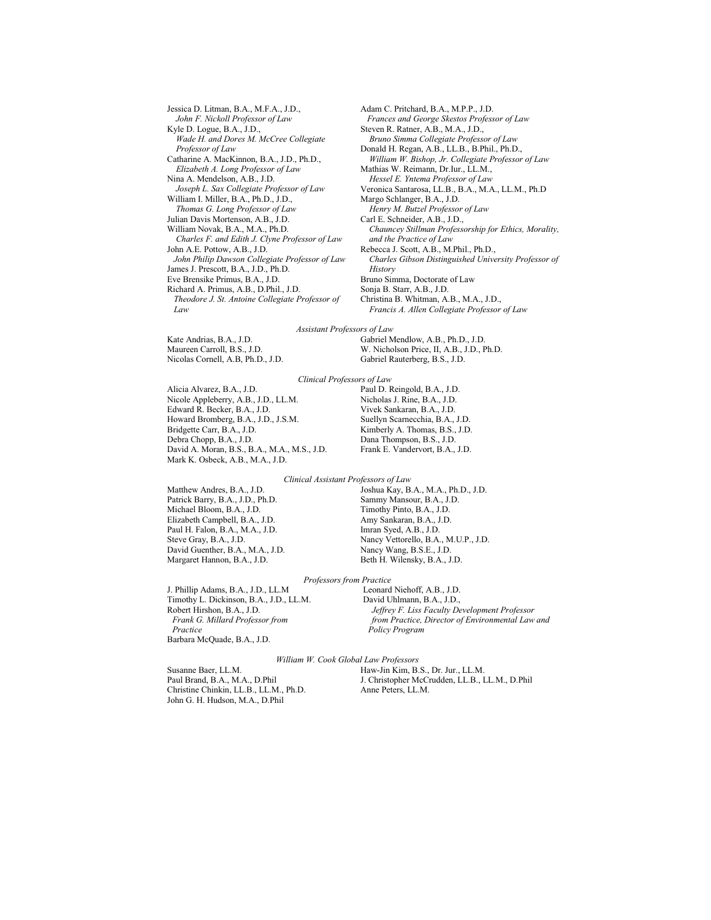Jessica D. Litman, B.A., M.F.A., J.D.,
*John F. Nickoll Professor of Law*

Kyle D. Logue, B.A., J.D.,
*Wade H. and Dores M. McCree Collegiate Professor of Law*

Catharine A. MacKinnon, B.A., J.D., Ph.D.,
*Elizabeth A. Long Professor of Law*

Nina A. Mendelson, A.B., J.D.
*Joseph L. Sax Collegiate Professor of Law*

William I. Miller, B.A., Ph.D., J.D.,
*Thomas G. Long Professor of Law*

Julian Davis Mortenson, A.B., J.D.

William Novak, B.A., M.A., Ph.D.
*Charles F. and Edith J. Clyne Professor of Law*

John A.E. Pottow, A.B., J.D.
*John Philip Dawson Collegiate Professor of Law*

James J. Prescott, B.A., J.D., Ph.D.

Eve Brensike Primus, B.A., J.D.

Richard A. Primus, A.B., D.Phil., J.D.
*Theodore J. St. Antoine Collegiate Professor of Law*

Adam C. Pritchard, B.A., M.P.P., J.D.
*Frances and George Skestos Professor of Law*

Steven R. Ratner, A.B., M.A., J.D.,
*Bruno Simma Collegiate Professor of Law*

Donald H. Regan, A.B., LL.B., B.Phil., Ph.D.,
*William W. Bishop, Jr. Collegiate Professor of Law*

Mathias W. Reimann, Dr.Iur., LL.M.,
*Hessel E. Yntema Professor of Law*

Veronica Santarosa, LL.B., B.A., M.A., LL.M., Ph.D

Margo Schlanger, B.A., J.D.
*Henry M. Butzel Professor of Law*

Carl E. Schneider, A.B., J.D.,
*Chauncey Stillman Professorship for Ethics, Morality, and the Practice of Law*

Rebecca J. Scott, A.B., M.Phil., Ph.D.,
*Charles Gibson Distinguished University Professor of History*

Bruno Simma, Doctorate of Law

Sonja B. Starr, A.B., J.D.

Christina B. Whitman, A.B., M.A., J.D.,
*Francis A. Allen Collegiate Professor of Law*

*Assistant Professors of Law*

Kate Andrias, B.A., J.D.
Maureen Carroll, B.S., J.D.
Nicolas Cornell, A.B, Ph.D., J.D.
Gabriel Mendlow, A.B., Ph.D., J.D.
W. Nicholson Price, II, A.B., J.D., Ph.D.
Gabriel Rauterberg, B.S., J.D.

*Clinical Professors of Law*

Alicia Alvarez, B.A., J.D.
Nicole Appleberry, A.B., J.D., LL.M.
Edward R. Becker, B.A., J.D.
Howard Bromberg, B.A., J.D., J.S.M.
Bridgette Carr, B.A., J.D.
Debra Chopp, B.A., J.D.
David A. Moran, B.S., B.A., M.A., M.S., J.D.
Mark K. Osbeck, A.B., M.A., J.D.
Paul D. Reingold, B.A., J.D.
Nicholas J. Rine, B.A., J.D.
Vivek Sankaran, B.A., J.D.
Suellyn Scarnecchia, B.A., J.D.
Kimberly A. Thomas, B.S., J.D.
Dana Thompson, B.S., J.D.
Frank E. Vandervort, B.A., J.D.

*Clinical Assistant Professors of Law*

Matthew Andres, B.A., J.D.
Patrick Barry, B.A., J.D., Ph.D.
Michael Bloom, B.A., J.D.
Elizabeth Campbell, B.A., J.D.
Paul H. Falon, B.A., M.A., J.D.
Steve Gray, B.A., J.D.
David Guenther, B.A., M.A., J.D.
Margaret Hannon, B.A., J.D.
Joshua Kay, B.A., M.A., Ph.D., J.D.
Sammy Mansour, B.A., J.D.
Timothy Pinto, B.A., J.D.
Amy Sankaran, B.A., J.D.
Imran Syed, A.B., J.D.
Nancy Vettorello, B.A., M.U.P., J.D.
Nancy Wang, B.S.E., J.D.
Beth H. Wilensky, B.A., J.D.

*Professors from Practice*

J. Phillip Adams, B.A., J.D., LL.M
Timothy L. Dickinson, B.A., J.D., LL.M.
Robert Hirshon, B.A., J.D.
*Frank G. Millard Professor from Practice*
Barbara McQuade, B.A., J.D.
Leonard Niehoff, A.B., J.D.
David Uhlmann, B.A., J.D.,
*Jeffrey F. Liss Faculty Development Professor from Practice, Director of Environmental Law and Policy Program*

*William W. Cook Global Law Professors*

Susanne Baer, LL.M.
Paul Brand, B.A., M.A., D.Phil
Christine Chinkin, LL.B., LL.M., Ph.D.
John G. H. Hudson, M.A., D.Phil
Haw-Jin Kim, B.S., Dr. Jur., LL.M.
J. Christopher McCrudden, LL.B., LL.M., D.Phil
Anne Peters, LL.M.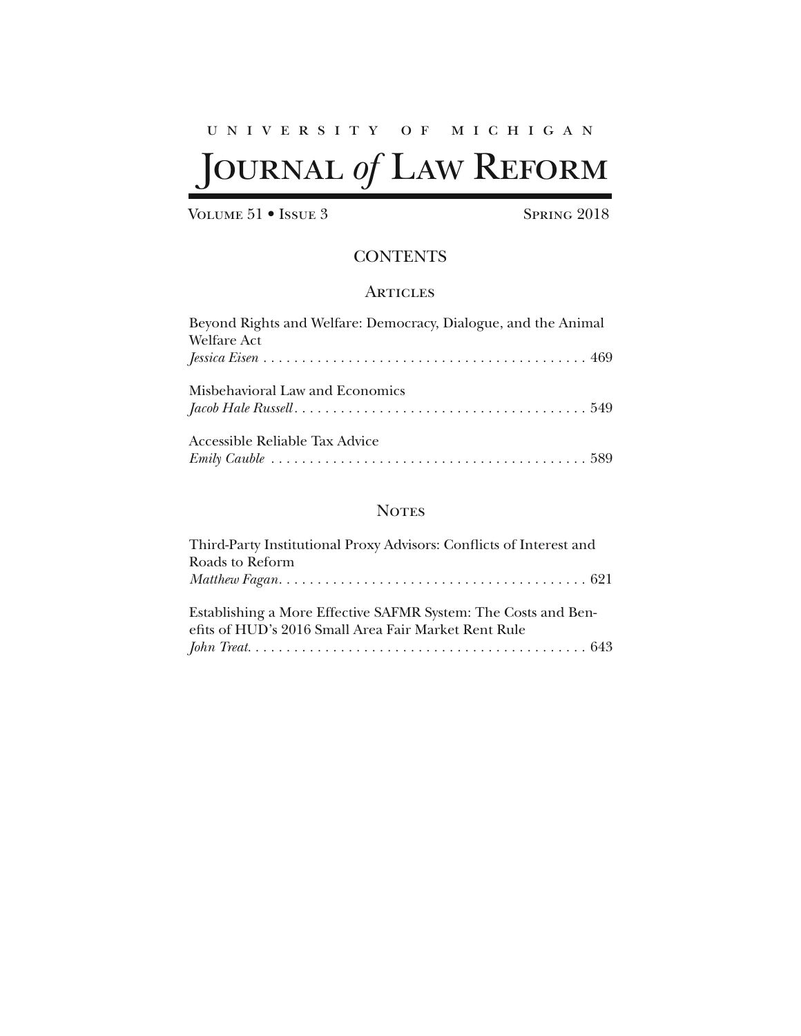UNIVERSITY OF MICHIGAN

# Journal *of* Law Reform

Volume 51 • Issue 3 Spring 2018

## CONTENTS

### Articles

Beyond Rights and Welfare: Democracy, Dialogue, and the Animal Welfare Act
*Jessica Eisen* . . . . . . . . . . . . . . . . . . . . . . . . . . . . . . . . . . . . . . . . . . 469

Misbehavioral Law and Economics
*Jacob Hale Russell* . . . . . . . . . . . . . . . . . . . . . . . . . . . . . . . . . . . . . . 549

Accessible Reliable Tax Advice
*Emily Cauble* . . . . . . . . . . . . . . . . . . . . . . . . . . . . . . . . . . . . . . . . . 589

### Notes

Third-Party Institutional Proxy Advisors: Conflicts of Interest and Roads to Reform
*Matthew Fagan* . . . . . . . . . . . . . . . . . . . . . . . . . . . . . . . . . . . . . . . . 621

Establishing a More Effective SAFMR System: The Costs and Benefits of HUD's 2016 Small Area Fair Market Rent Rule
*John Treat* . . . . . . . . . . . . . . . . . . . . . . . . . . . . . . . . . . . . . . . . . . . 643